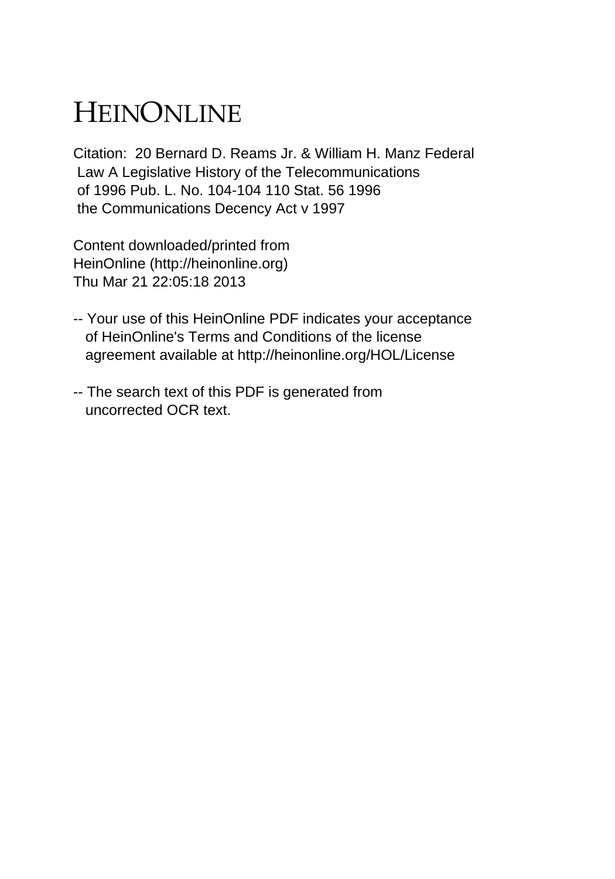# HEINONLINE

Citation: 20 Bernard D. Reams Jr. & William H. Manz Federal Law A Legislative History of the Telecommunications of 1996 Pub. L. No. 104-104 110 Stat. 56 1996 the Communications Decency Act v 1997

Content downloaded/printed from HeinOnline (http://heinonline.org) Thu Mar 21 22:05:18 2013

-- Your use of this HeinOnline PDF indicates your acceptance of HeinOnline's Terms and Conditions of the license agreement available at http://heinonline.org/HOL/License

-- The search text of this PDF is generated from uncorrected OCR text.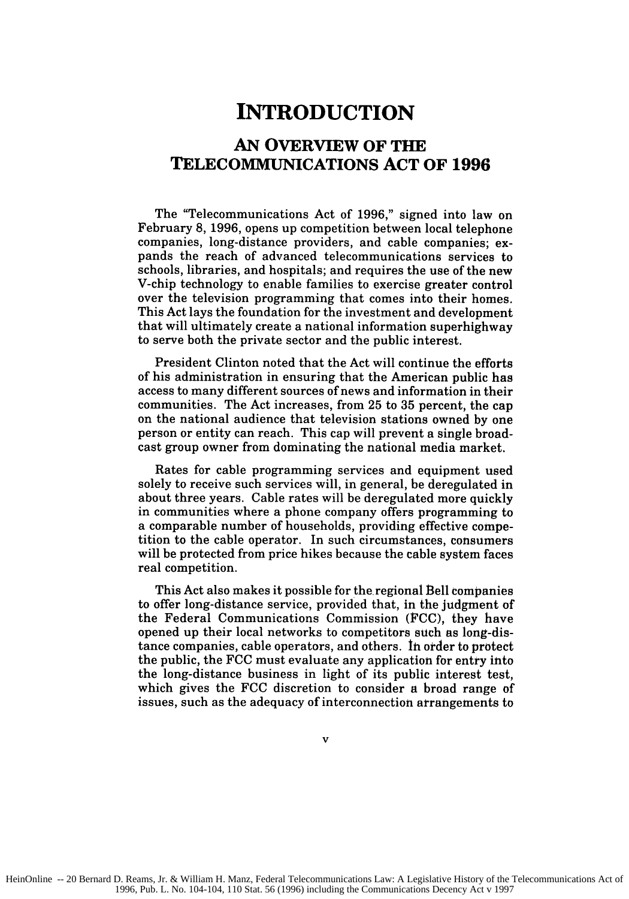# INTRODUCTION

## AN OVERVIEW OF THE TELECOMMUNICATIONS ACT OF 1996

The "Telecommunications Act of 1996," signed into law on February 8, 1996, opens up competition between local telephone companies, long-distance providers, and cable companies; expands the reach of advanced telecommunications services to schools, libraries, and hospitals; and requires the use of the new V-chip technology to enable families to exercise greater control over the television programming that comes into their homes. This Act lays the foundation for the investment and development that will ultimately create a national information superhighway to serve both the private sector and the public interest.

President Clinton noted that the Act will continue the efforts of his administration in ensuring that the American public has access to many different sources of news and information in their communities. The Act increases, from 25 to 35 percent, the cap on the national audience that television stations owned by one person or entity can reach. This cap will prevent a single broadcast group owner from dominating the national media market.

Rates for cable programming services and equipment used solely to receive such services will, in general, be deregulated in about three years. Cable rates will be deregulated more quickly in communities where a phone company offers programming to a comparable number of households, providing effective competition to the cable operator. In such circumstances, consumers will be protected from price hikes because the cable system faces real competition.

This Act also makes it possible for the regional Bell companies to offer long-distance service, provided that, in the judgment of the Federal Communications Commission (FCC), they have opened up their local networks to competitors such as long-distance companies, cable operators, and others. In order to protect the public, the FCC must evaluate any application for entry into the long-distance business in light of its public interest test, which gives the FCC discretion to consider a broad range of issues, such as the adequacy of interconnection arrangements to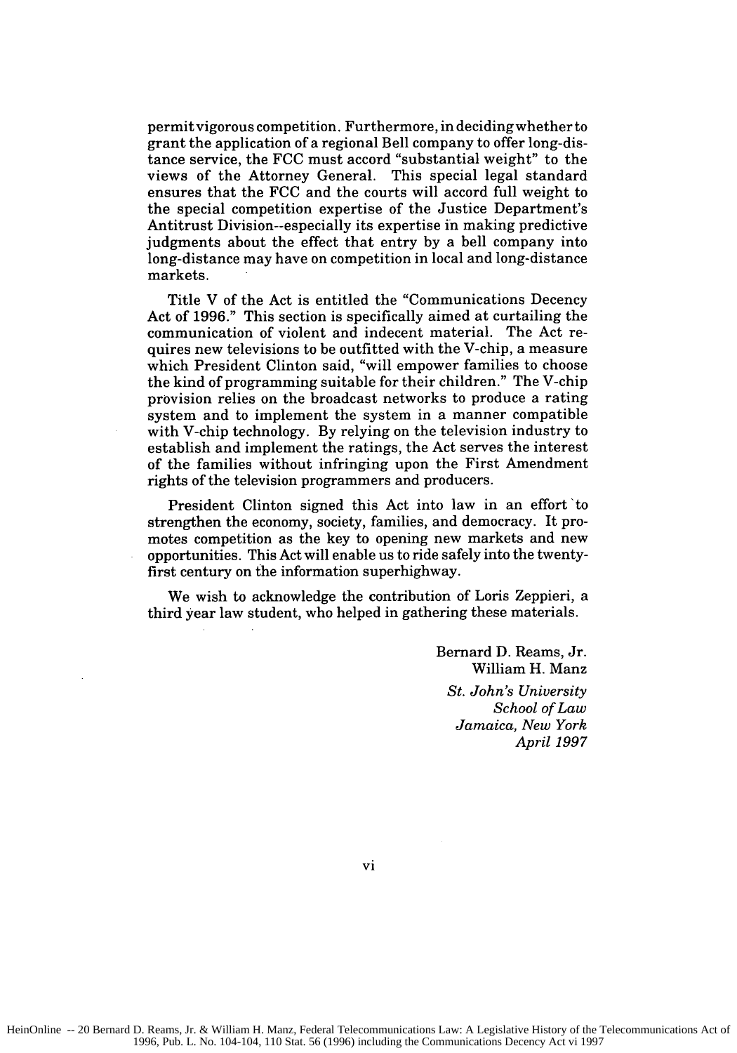permit vigorous competition. Furthermore, in deciding whether to grant the application of a regional Bell company to offer long-distance service, the FCC must accord "substantial weight" to the views of the Attorney General. This special legal standard ensures that the FCC and the courts will accord full weight to the special competition expertise of the Justice Department's Antitrust Division--especially its expertise in making predictive judgments about the effect that entry by a bell company into long-distance may have on competition in local and long-distance markets.

Title V of the Act is entitled the "Communications Decency Act of 1996." This section is specifically aimed at curtailing the communication of violent and indecent material. The Act requires new televisions to be outfitted with the V-chip, a measure which President Clinton said, "will empower families to choose the kind of programming suitable for their children." The V-chip provision relies on the broadcast networks to produce a rating system and to implement the system in a manner compatible with V-chip technology. By relying on the television industry to establish and implement the ratings, the Act serves the interest of the families without infringing upon the First Amendment rights of the television programmers and producers.

President Clinton signed this Act into law in an effort to strengthen the economy, society, families, and democracy. It promotes competition as the key to opening new markets and new opportunities. This Act will enable us to ride safely into the twenty-first century on the information superhighway.

We wish to acknowledge the contribution of Loris Zeppieri, a third year law student, who helped in gathering these materials.

Bernard D. Reams, Jr.
William H. Manz

*St. John's University*
*School of Law*
*Jamaica, New York*
*April 1997*